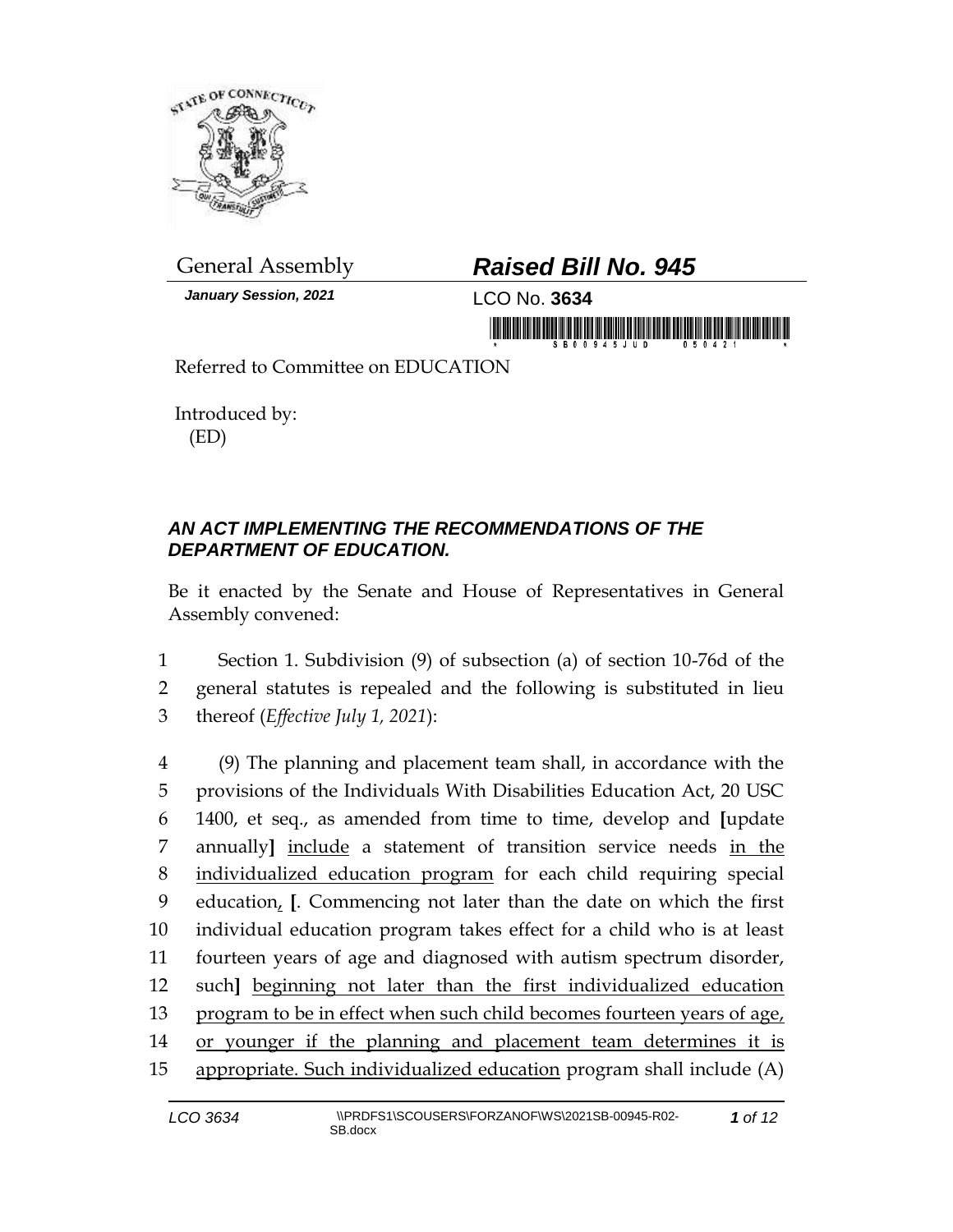General Assembly

***Raised Bill No. 945***

***January Session, 2021***

LCO No. **3634**

Referred to Committee on EDUCATION

Introduced by:
(ED)

## *AN ACT IMPLEMENTING THE RECOMMENDATIONS OF THE DEPARTMENT OF EDUCATION.*

Be it enacted by the Senate and House of Representatives in General Assembly convened:

1 Section 1. Subdivision (9) of subsection (a) of section 10-76d of the
2 general statutes is repealed and the following is substituted in lieu
3 thereof (*Effective July 1, 2021*):

4 (9) The planning and placement team shall, in accordance with the
5 provisions of the Individuals With Disabilities Education Act, 20 USC
6 1400, et seq., as amended from time to time, develop and **[**update
7 annually**]** <u>include</u> a statement of transition service needs <u>in the</u>
8 <u>individualized education program</u> for each child requiring special
9 education<u>,</u> **[**. Commencing not later than the date on which the first
10 individual education program takes effect for a child who is at least
11 fourteen years of age and diagnosed with autism spectrum disorder,
12 such**]** <u>beginning not later than the first individualized education</u>
13 <u>program to be in effect when such child becomes fourteen years of age,</u>
14 <u>or younger if the planning and placement team determines it is</u>
15 <u>appropriate. Such individualized education</u> program shall include (A)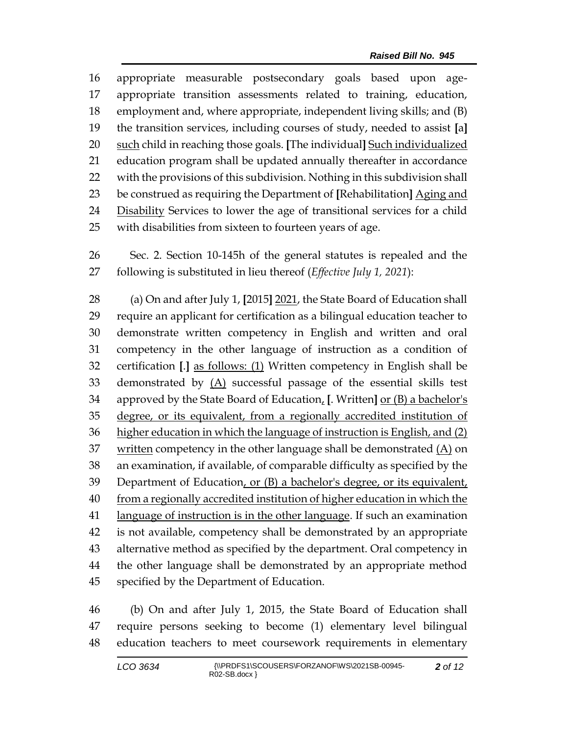appropriate measurable postsecondary goals based upon age-appropriate transition assessments related to training, education, employment and, where appropriate, independent living skills; and (B) the transition services, including courses of study, needed to assist [a] such child in reaching those goals. [The individual] Such individualized education program shall be updated annually thereafter in accordance with the provisions of this subdivision. Nothing in this subdivision shall be construed as requiring the Department of [Rehabilitation] Aging and Disability Services to lower the age of transitional services for a child with disabilities from sixteen to fourteen years of age.

Sec. 2. Section 10-145h of the general statutes is repealed and the following is substituted in lieu thereof (*Effective July 1, 2021*):

(a) On and after July 1, [2015] 2021, the State Board of Education shall require an applicant for certification as a bilingual education teacher to demonstrate written competency in English and written and oral competency in the other language of instruction as a condition of certification [.] as follows: (1) Written competency in English shall be demonstrated by (A) successful passage of the essential skills test approved by the State Board of Education, [. Written] or (B) a bachelor's degree, or its equivalent, from a regionally accredited institution of higher education in which the language of instruction is English, and (2) written competency in the other language shall be demonstrated (A) on an examination, if available, of comparable difficulty as specified by the Department of Education, or (B) a bachelor's degree, or its equivalent, from a regionally accredited institution of higher education in which the language of instruction is in the other language. If such an examination is not available, competency shall be demonstrated by an appropriate alternative method as specified by the department. Oral competency in the other language shall be demonstrated by an appropriate method specified by the Department of Education.

(b) On and after July 1, 2015, the State Board of Education shall require persons seeking to become (1) elementary level bilingual education teachers to meet coursework requirements in elementary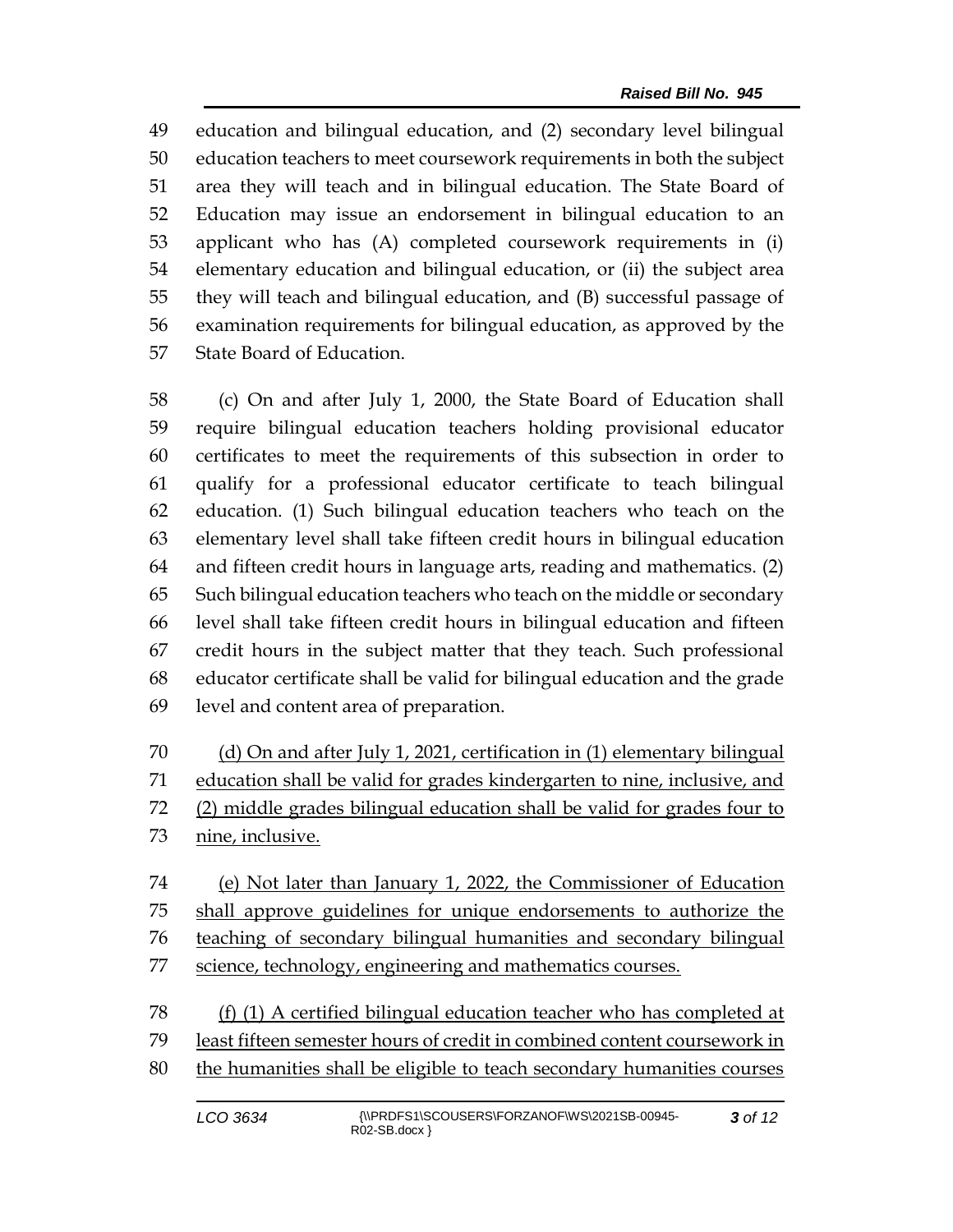education and bilingual education, and (2) secondary level bilingual education teachers to meet coursework requirements in both the subject area they will teach and in bilingual education. The State Board of Education may issue an endorsement in bilingual education to an applicant who has (A) completed coursework requirements in (i) elementary education and bilingual education, or (ii) the subject area they will teach and bilingual education, and (B) successful passage of examination requirements for bilingual education, as approved by the State Board of Education.

(c) On and after July 1, 2000, the State Board of Education shall require bilingual education teachers holding provisional educator certificates to meet the requirements of this subsection in order to qualify for a professional educator certificate to teach bilingual education. (1) Such bilingual education teachers who teach on the elementary level shall take fifteen credit hours in bilingual education and fifteen credit hours in language arts, reading and mathematics. (2) Such bilingual education teachers who teach on the middle or secondary level shall take fifteen credit hours in bilingual education and fifteen credit hours in the subject matter that they teach. Such professional educator certificate shall be valid for bilingual education and the grade level and content area of preparation.

<u>(d) On and after July 1, 2021, certification in (1) elementary bilingual education shall be valid for grades kindergarten to nine, inclusive, and (2) middle grades bilingual education shall be valid for grades four to nine, inclusive.</u>

<u>(e) Not later than January 1, 2022, the Commissioner of Education shall approve guidelines for unique endorsements to authorize the teaching of secondary bilingual humanities and secondary bilingual science, technology, engineering and mathematics courses.</u>

<u>(f) (1) A certified bilingual education teacher who has completed at least fifteen semester hours of credit in combined content coursework in the humanities shall be eligible to teach secondary humanities courses</u>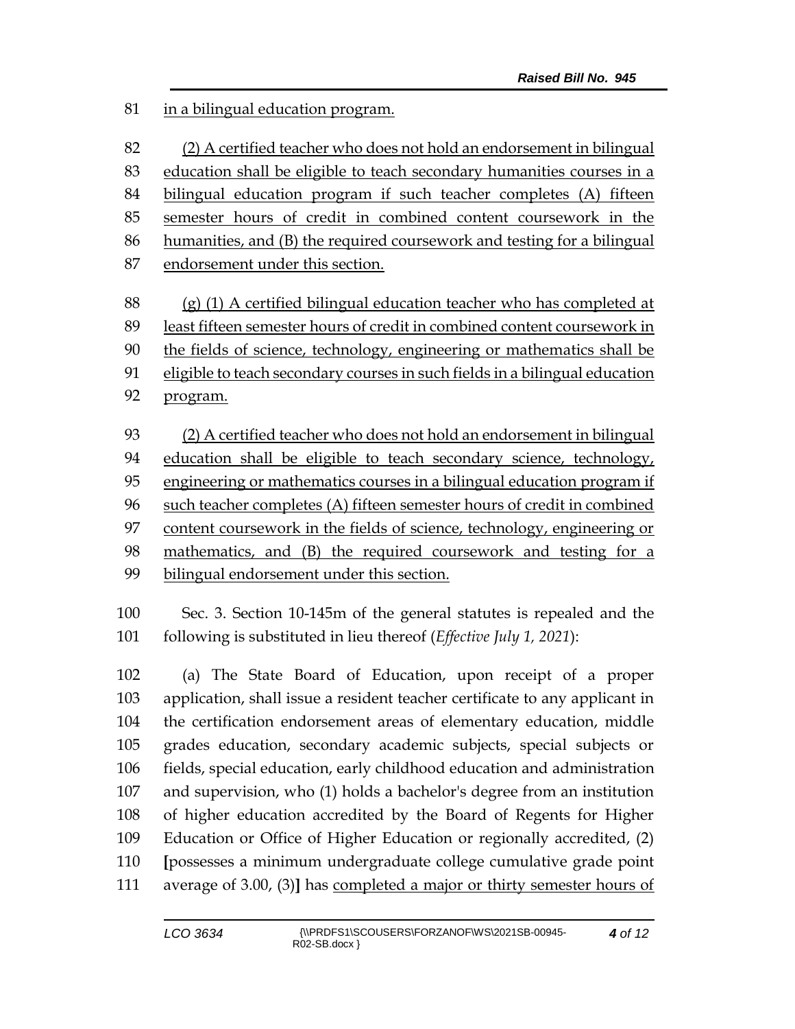in a bilingual education program.

(2) A certified teacher who does not hold an endorsement in bilingual education shall be eligible to teach secondary humanities courses in a bilingual education program if such teacher completes (A) fifteen semester hours of credit in combined content coursework in the humanities, and (B) the required coursework and testing for a bilingual endorsement under this section.

(g) (1) A certified bilingual education teacher who has completed at least fifteen semester hours of credit in combined content coursework in the fields of science, technology, engineering or mathematics shall be eligible to teach secondary courses in such fields in a bilingual education program.

(2) A certified teacher who does not hold an endorsement in bilingual education shall be eligible to teach secondary science, technology, engineering or mathematics courses in a bilingual education program if such teacher completes (A) fifteen semester hours of credit in combined content coursework in the fields of science, technology, engineering or mathematics, and (B) the required coursework and testing for a bilingual endorsement under this section.

Sec. 3. Section 10-145m of the general statutes is repealed and the following is substituted in lieu thereof (*Effective July 1, 2021*):

(a) The State Board of Education, upon receipt of a proper application, shall issue a resident teacher certificate to any applicant in the certification endorsement areas of elementary education, middle grades education, secondary academic subjects, special subjects or fields, special education, early childhood education and administration and supervision, who (1) holds a bachelor's degree from an institution of higher education accredited by the Board of Regents for Higher Education or Office of Higher Education or regionally accredited, (2) [possesses a minimum undergraduate college cumulative grade point average of 3.00, (3)] has completed a major or thirty semester hours of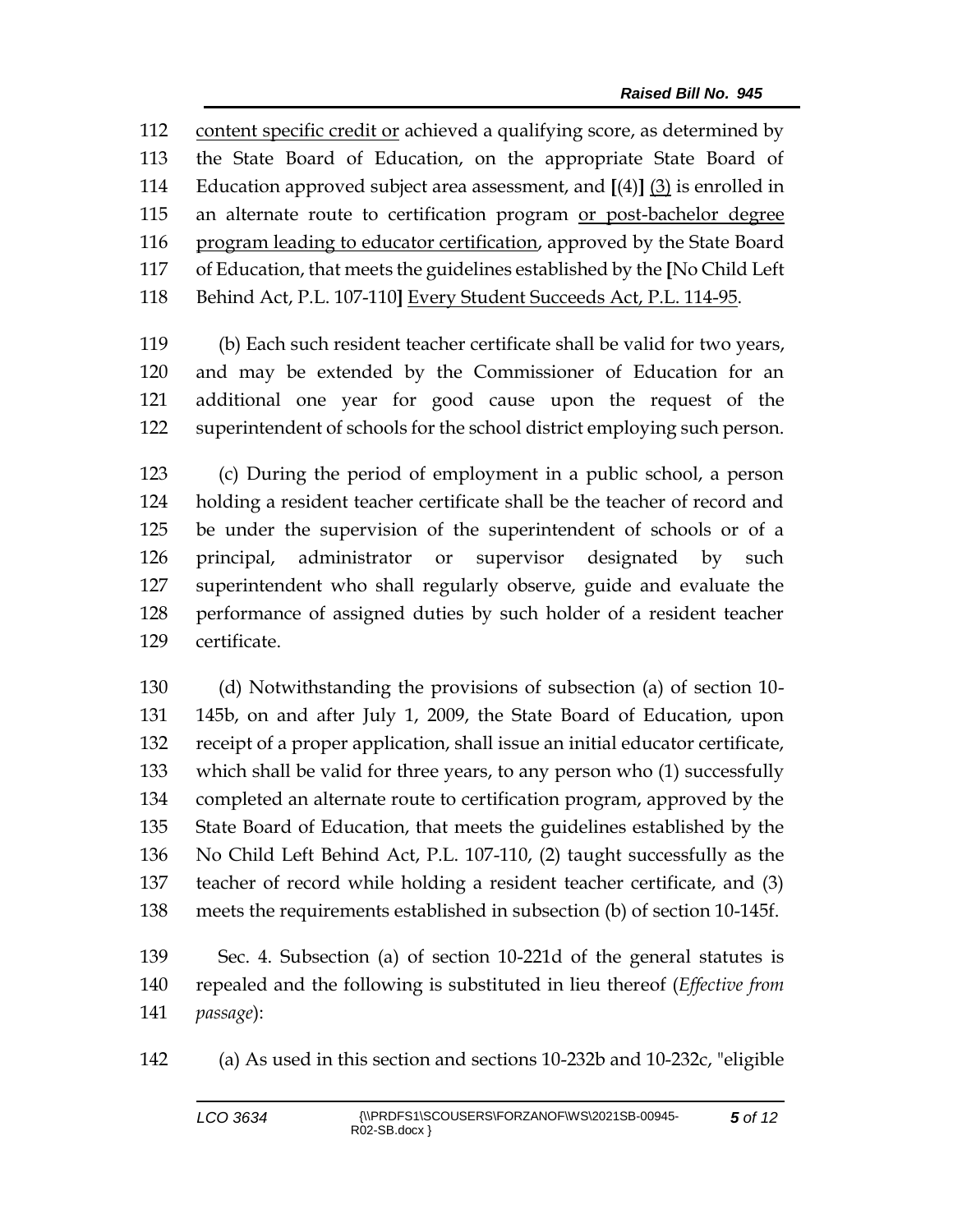content specific credit or achieved a qualifying score, as determined by the State Board of Education, on the appropriate State Board of Education approved subject area assessment, and [(4)] (3) is enrolled in an alternate route to certification program or post-bachelor degree program leading to educator certification, approved by the State Board of Education, that meets the guidelines established by the [No Child Left Behind Act, P.L. 107-110] Every Student Succeeds Act, P.L. 114-95.

(b) Each such resident teacher certificate shall be valid for two years, and may be extended by the Commissioner of Education for an additional one year for good cause upon the request of the superintendent of schools for the school district employing such person.

(c) During the period of employment in a public school, a person holding a resident teacher certificate shall be the teacher of record and be under the supervision of the superintendent of schools or of a principal, administrator or supervisor designated by such superintendent who shall regularly observe, guide and evaluate the performance of assigned duties by such holder of a resident teacher certificate.

(d) Notwithstanding the provisions of subsection (a) of section 10-145b, on and after July 1, 2009, the State Board of Education, upon receipt of a proper application, shall issue an initial educator certificate, which shall be valid for three years, to any person who (1) successfully completed an alternate route to certification program, approved by the State Board of Education, that meets the guidelines established by the No Child Left Behind Act, P.L. 107-110, (2) taught successfully as the teacher of record while holding a resident teacher certificate, and (3) meets the requirements established in subsection (b) of section 10-145f.

Sec. 4. Subsection (a) of section 10-221d of the general statutes is repealed and the following is substituted in lieu thereof (*Effective from passage*):

(a) As used in this section and sections 10-232b and 10-232c, "eligible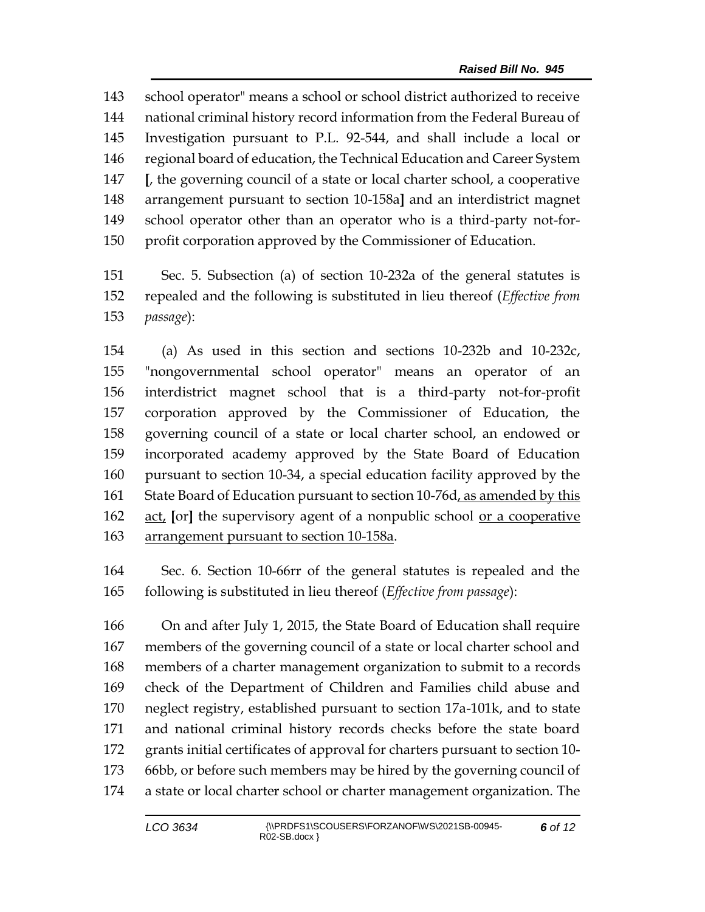143 school operator" means a school or school district authorized to receive
144 national criminal history record information from the Federal Bureau of
145 Investigation pursuant to P.L. 92-544, and shall include a local or
146 regional board of education, the Technical Education and Career System
147 [, the governing council of a state or local charter school, a cooperative
148 arrangement pursuant to section 10-158a] and an interdistrict magnet
149 school operator other than an operator who is a third-party not-for-
150 profit corporation approved by the Commissioner of Education.

151 Sec. 5. Subsection (a) of section 10-232a of the general statutes is
152 repealed and the following is substituted in lieu thereof (*Effective from*
153 *passage*):

154 (a) As used in this section and sections 10-232b and 10-232c,
155 "nongovernmental school operator" means an operator of an
156 interdistrict magnet school that is a third-party not-for-profit
157 corporation approved by the Commissioner of Education, the
158 governing council of a state or local charter school, an endowed or
159 incorporated academy approved by the State Board of Education
160 pursuant to section 10-34, a special education facility approved by the
161 State Board of Education pursuant to section 10-76d<u>, as amended by this</u>
162 <u>act,</u> [or] the supervisory agent of a nonpublic school <u>or a cooperative</u>
163 <u>arrangement pursuant to section 10-158a</u>.

164 Sec. 6. Section 10-66rr of the general statutes is repealed and the
165 following is substituted in lieu thereof (*Effective from passage*):

166 On and after July 1, 2015, the State Board of Education shall require
167 members of the governing council of a state or local charter school and
168 members of a charter management organization to submit to a records
169 check of the Department of Children and Families child abuse and
170 neglect registry, established pursuant to section 17a-101k, and to state
171 and national criminal history records checks before the state board
172 grants initial certificates of approval for charters pursuant to section 10-
173 66bb, or before such members may be hired by the governing council of
174 a state or local charter school or charter management organization. The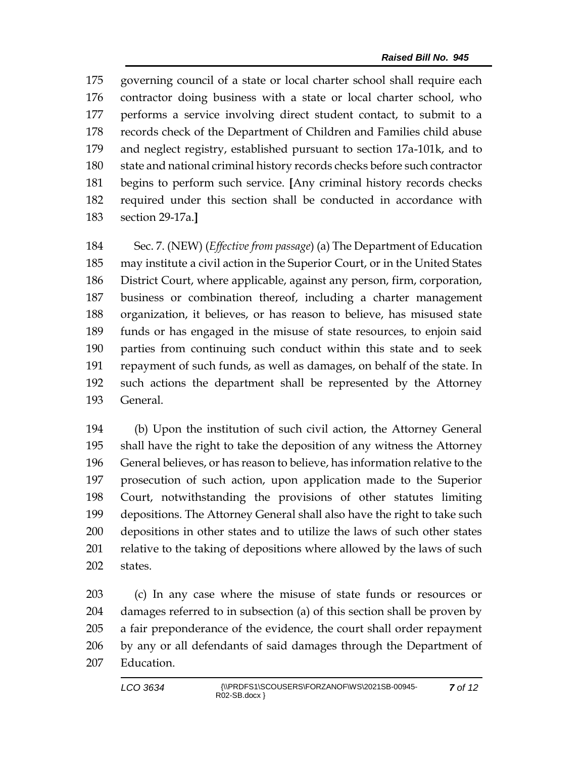governing council of a state or local charter school shall require each contractor doing business with a state or local charter school, who performs a service involving direct student contact, to submit to a records check of the Department of Children and Families child abuse and neglect registry, established pursuant to section 17a-101k, and to state and national criminal history records checks before such contractor begins to perform such service. [Any criminal history records checks required under this section shall be conducted in accordance with section 29-17a.]

Sec. 7. (NEW) (*Effective from passage*) (a) The Department of Education may institute a civil action in the Superior Court, or in the United States District Court, where applicable, against any person, firm, corporation, business or combination thereof, including a charter management organization, it believes, or has reason to believe, has misused state funds or has engaged in the misuse of state resources, to enjoin said parties from continuing such conduct within this state and to seek repayment of such funds, as well as damages, on behalf of the state. In such actions the department shall be represented by the Attorney General.

(b) Upon the institution of such civil action, the Attorney General shall have the right to take the deposition of any witness the Attorney General believes, or has reason to believe, has information relative to the prosecution of such action, upon application made to the Superior Court, notwithstanding the provisions of other statutes limiting depositions. The Attorney General shall also have the right to take such depositions in other states and to utilize the laws of such other states relative to the taking of depositions where allowed by the laws of such states.

(c) In any case where the misuse of state funds or resources or damages referred to in subsection (a) of this section shall be proven by a fair preponderance of the evidence, the court shall order repayment by any or all defendants of said damages through the Department of Education.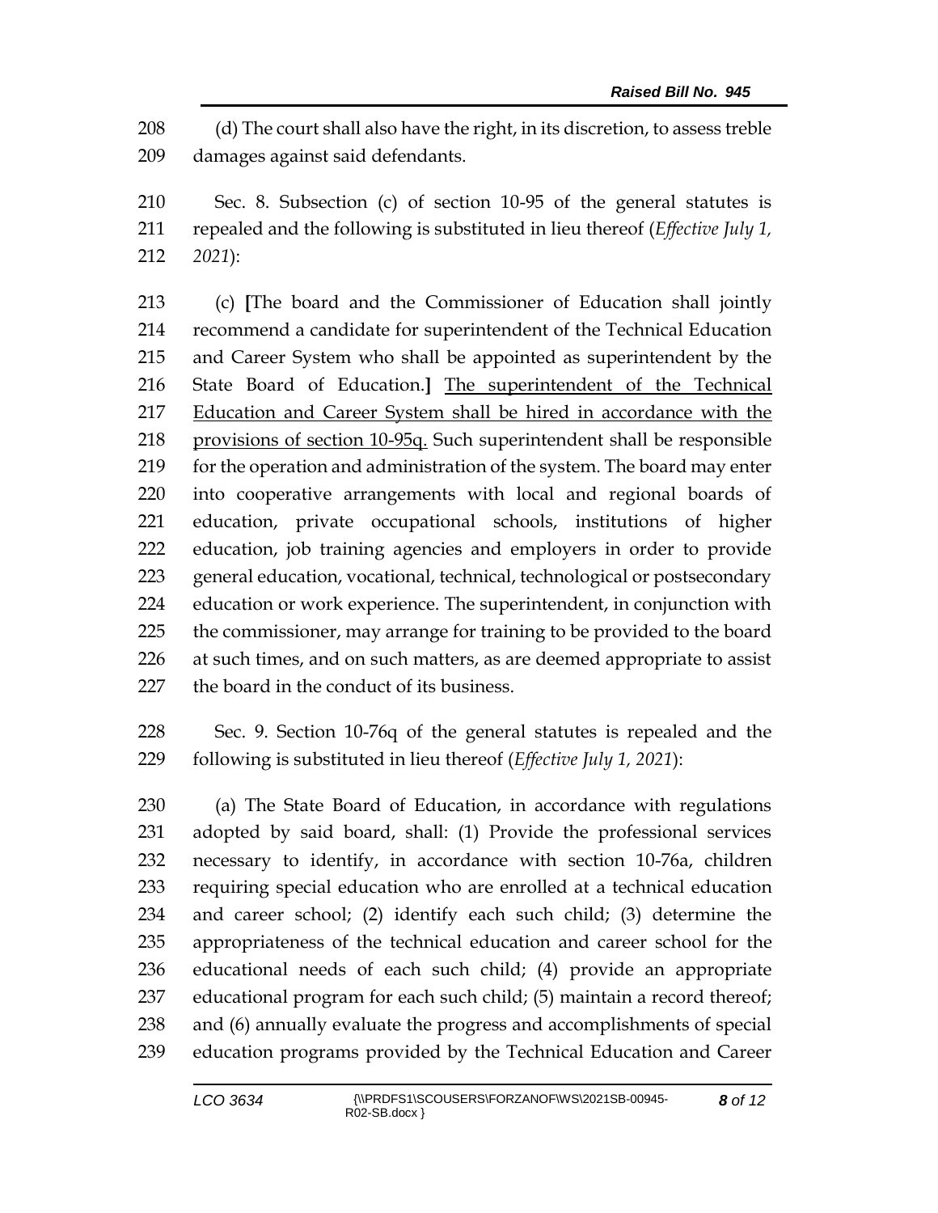(d) The court shall also have the right, in its discretion, to assess treble damages against said defendants.

Sec. 8. Subsection (c) of section 10-95 of the general statutes is repealed and the following is substituted in lieu thereof (*Effective July 1, 2021*):

(c) **[**The board and the Commissioner of Education shall jointly recommend a candidate for superintendent of the Technical Education and Career System who shall be appointed as superintendent by the State Board of Education.**]** <u>The superintendent of the Technical Education and Career System shall be hired in accordance with the provisions of section 10-95q.</u> Such superintendent shall be responsible for the operation and administration of the system. The board may enter into cooperative arrangements with local and regional boards of education, private occupational schools, institutions of higher education, job training agencies and employers in order to provide general education, vocational, technical, technological or postsecondary education or work experience. The superintendent, in conjunction with the commissioner, may arrange for training to be provided to the board at such times, and on such matters, as are deemed appropriate to assist the board in the conduct of its business.

Sec. 9. Section 10-76q of the general statutes is repealed and the following is substituted in lieu thereof (*Effective July 1, 2021*):

(a) The State Board of Education, in accordance with regulations adopted by said board, shall: (1) Provide the professional services necessary to identify, in accordance with section 10-76a, children requiring special education who are enrolled at a technical education and career school; (2) identify each such child; (3) determine the appropriateness of the technical education and career school for the educational needs of each such child; (4) provide an appropriate educational program for each such child; (5) maintain a record thereof; and (6) annually evaluate the progress and accomplishments of special education programs provided by the Technical Education and Career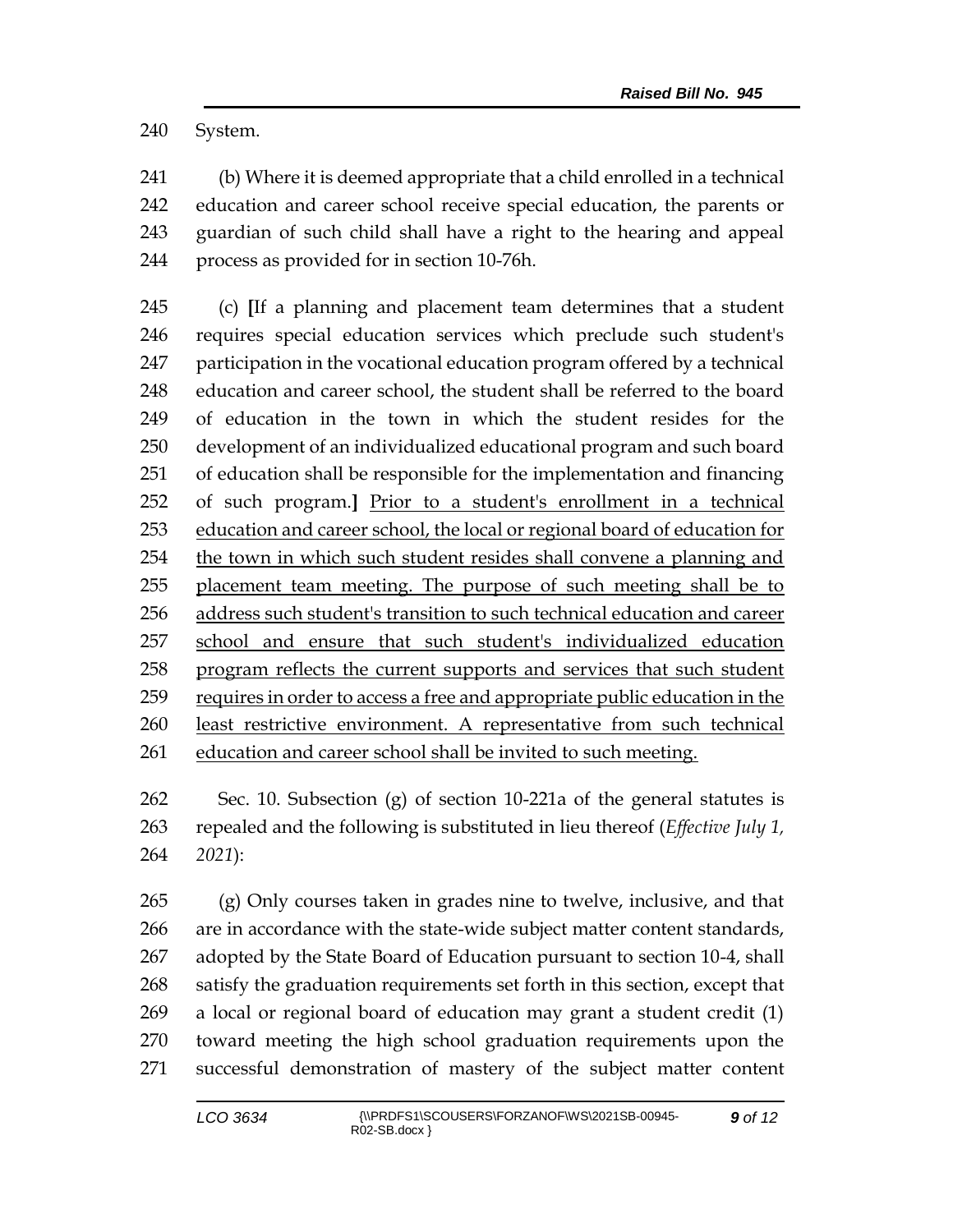System.

(b) Where it is deemed appropriate that a child enrolled in a technical education and career school receive special education, the parents or guardian of such child shall have a right to the hearing and appeal process as provided for in section 10-76h.

(c) **[**If a planning and placement team determines that a student requires special education services which preclude such student's participation in the vocational education program offered by a technical education and career school, the student shall be referred to the board of education in the town in which the student resides for the development of an individualized educational program and such board of education shall be responsible for the implementation and financing of such program.**]** <u>Prior to a student's enrollment in a technical education and career school, the local or regional board of education for the town in which such student resides shall convene a planning and placement team meeting. The purpose of such meeting shall be to address such student's transition to such technical education and career school and ensure that such student's individualized education program reflects the current supports and services that such student requires in order to access a free and appropriate public education in the least restrictive environment. A representative from such technical education and career school shall be invited to such meeting.</u>

Sec. 10. Subsection (g) of section 10-221a of the general statutes is repealed and the following is substituted in lieu thereof (*Effective July 1, 2021*):

(g) Only courses taken in grades nine to twelve, inclusive, and that are in accordance with the state-wide subject matter content standards, adopted by the State Board of Education pursuant to section 10-4, shall satisfy the graduation requirements set forth in this section, except that a local or regional board of education may grant a student credit (1) toward meeting the high school graduation requirements upon the successful demonstration of mastery of the subject matter content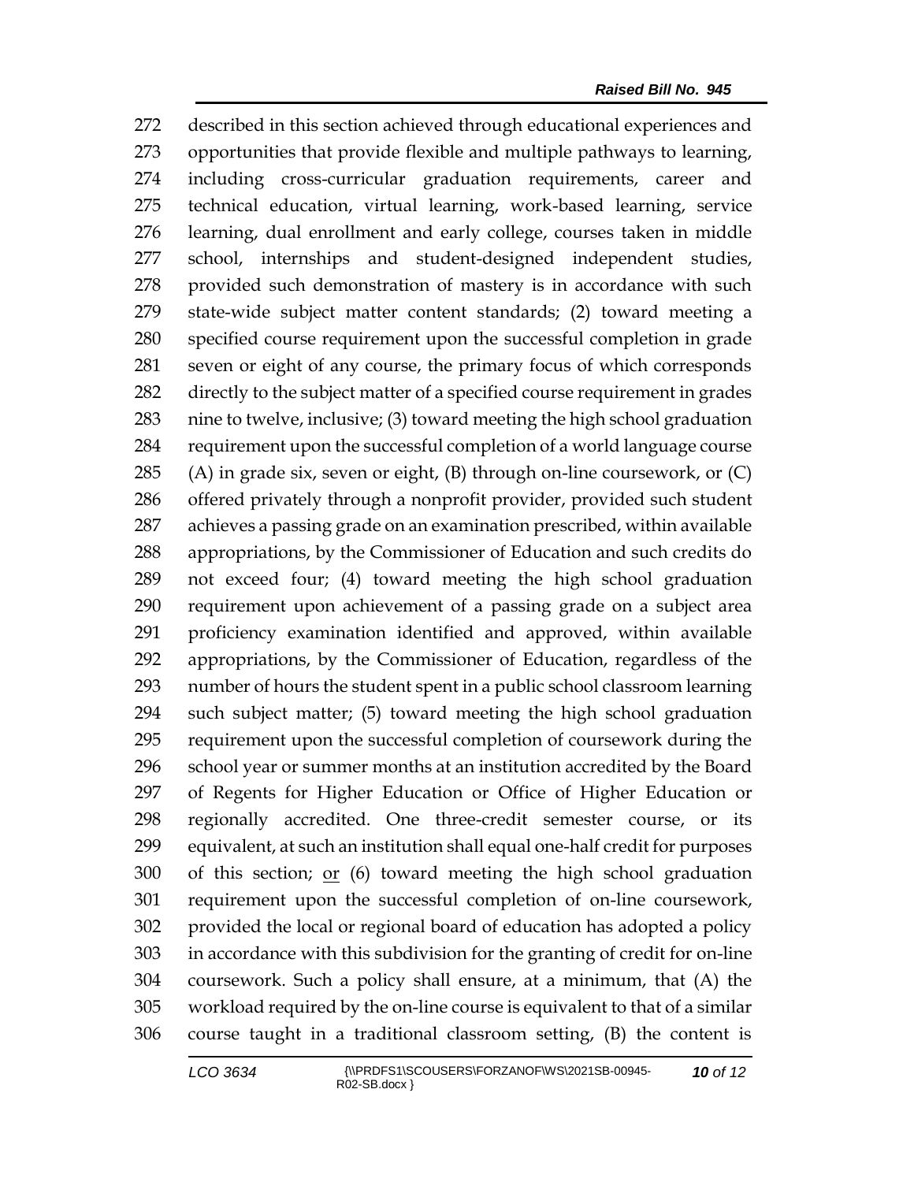described in this section achieved through educational experiences and opportunities that provide flexible and multiple pathways to learning, including cross-curricular graduation requirements, career and technical education, virtual learning, work-based learning, service learning, dual enrollment and early college, courses taken in middle school, internships and student-designed independent studies, provided such demonstration of mastery is in accordance with such state-wide subject matter content standards; (2) toward meeting a specified course requirement upon the successful completion in grade seven or eight of any course, the primary focus of which corresponds directly to the subject matter of a specified course requirement in grades nine to twelve, inclusive; (3) toward meeting the high school graduation requirement upon the successful completion of a world language course (A) in grade six, seven or eight, (B) through on-line coursework, or (C) offered privately through a nonprofit provider, provided such student achieves a passing grade on an examination prescribed, within available appropriations, by the Commissioner of Education and such credits do not exceed four; (4) toward meeting the high school graduation requirement upon achievement of a passing grade on a subject area proficiency examination identified and approved, within available appropriations, by the Commissioner of Education, regardless of the number of hours the student spent in a public school classroom learning such subject matter; (5) toward meeting the high school graduation requirement upon the successful completion of coursework during the school year or summer months at an institution accredited by the Board of Regents for Higher Education or Office of Higher Education or regionally accredited. One three-credit semester course, or its equivalent, at such an institution shall equal one-half credit for purposes of this section; <u>or</u> (6) toward meeting the high school graduation requirement upon the successful completion of on-line coursework, provided the local or regional board of education has adopted a policy in accordance with this subdivision for the granting of credit for on-line coursework. Such a policy shall ensure, at a minimum, that (A) the workload required by the on-line course is equivalent to that of a similar course taught in a traditional classroom setting, (B) the content is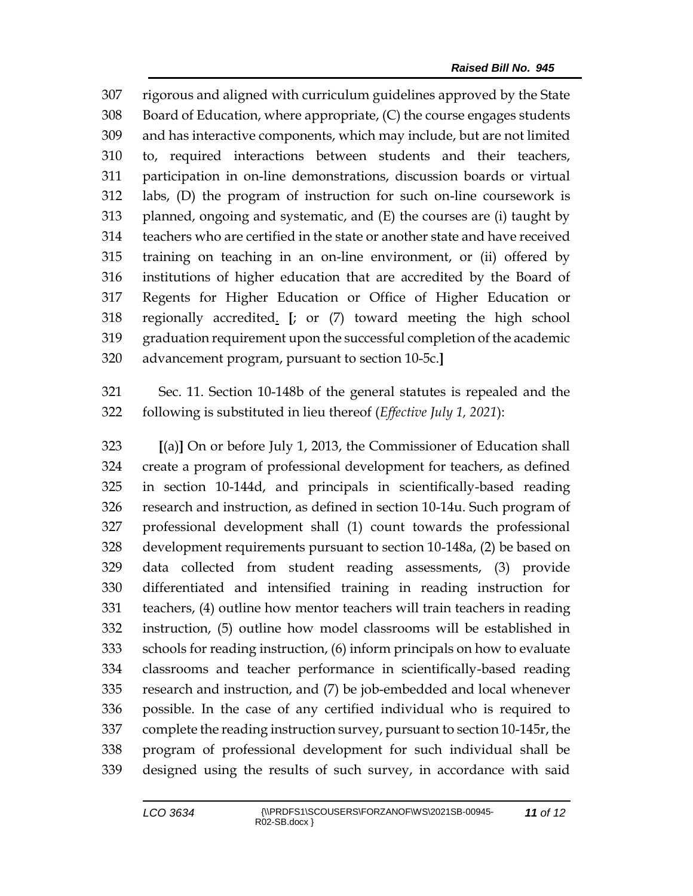307 rigorous and aligned with curriculum guidelines approved by the State
308 Board of Education, where appropriate, (C) the course engages students
309 and has interactive components, which may include, but are not limited
310 to, required interactions between students and their teachers,
311 participation in on-line demonstrations, discussion boards or virtual
312 labs, (D) the program of instruction for such on-line coursework is
313 planned, ongoing and systematic, and (E) the courses are (i) taught by
314 teachers who are certified in the state or another state and have received
315 training on teaching in an on-line environment, or (ii) offered by
316 institutions of higher education that are accredited by the Board of
317 Regents for Higher Education or Office of Higher Education or
318 regionally accredited<u>.</u> **[**; or (7) toward meeting the high school
319 graduation requirement upon the successful completion of the academic
320 advancement program, pursuant to section 10-5c.**]**

321 Sec. 11. Section 10-148b of the general statutes is repealed and the
322 following is substituted in lieu thereof (*Effective July 1, 2021*):

323 **[**(a)**]** On or before July 1, 2013, the Commissioner of Education shall
324 create a program of professional development for teachers, as defined
325 in section 10-144d, and principals in scientifically-based reading
326 research and instruction, as defined in section 10-14u. Such program of
327 professional development shall (1) count towards the professional
328 development requirements pursuant to section 10-148a, (2) be based on
329 data collected from student reading assessments, (3) provide
330 differentiated and intensified training in reading instruction for
331 teachers, (4) outline how mentor teachers will train teachers in reading
332 instruction, (5) outline how model classrooms will be established in
333 schools for reading instruction, (6) inform principals on how to evaluate
334 classrooms and teacher performance in scientifically-based reading
335 research and instruction, and (7) be job-embedded and local whenever
336 possible. In the case of any certified individual who is required to
337 complete the reading instruction survey, pursuant to section 10-145r, the
338 program of professional development for such individual shall be
339 designed using the results of such survey, in accordance with said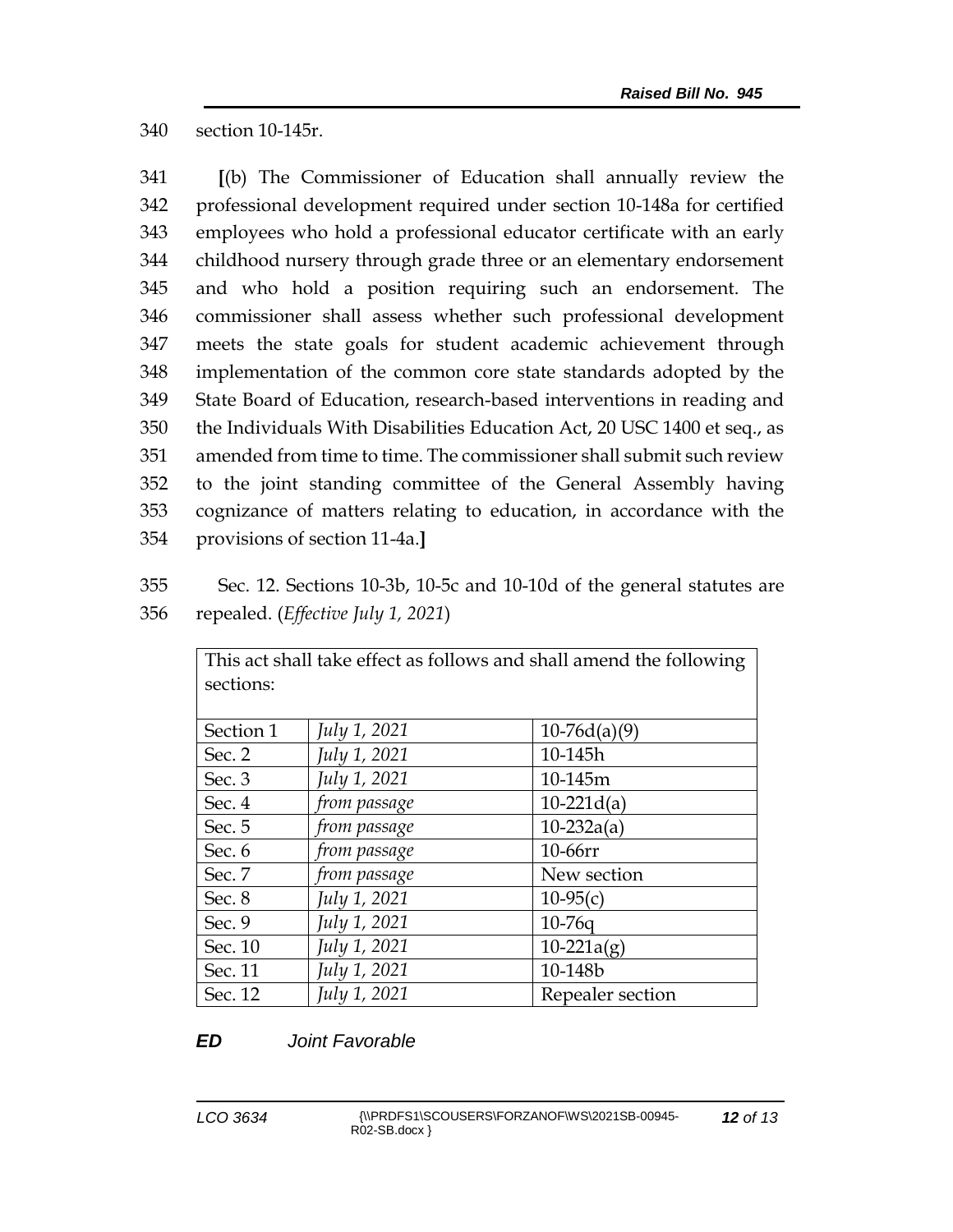section 10-145r.

[(b) The Commissioner of Education shall annually review the professional development required under section 10-148a for certified employees who hold a professional educator certificate with an early childhood nursery through grade three or an elementary endorsement and who hold a position requiring such an endorsement. The commissioner shall assess whether such professional development meets the state goals for student academic achievement through implementation of the common core state standards adopted by the State Board of Education, research-based interventions in reading and the Individuals With Disabilities Education Act, 20 USC 1400 et seq., as amended from time to time. The commissioner shall submit such review to the joint standing committee of the General Assembly having cognizance of matters relating to education, in accordance with the provisions of section 11-4a.]

Sec. 12. Sections 10-3b, 10-5c and 10-10d of the general statutes are repealed. (*Effective July 1, 2021*)

| This act shall take effect as follows and shall amend the following sections: | | |
|---|---|---|
| Section 1 | *July 1, 2021* | 10-76d(a)(9) |
| Sec. 2 | *July 1, 2021* | 10-145h |
| Sec. 3 | *July 1, 2021* | 10-145m |
| Sec. 4 | *from passage* | 10-221d(a) |
| Sec. 5 | *from passage* | 10-232a(a) |
| Sec. 6 | *from passage* | 10-66rr |
| Sec. 7 | *from passage* | New section |
| Sec. 8 | *July 1, 2021* | 10-95(c) |
| Sec. 9 | *July 1, 2021* | 10-76q |
| Sec. 10 | *July 1, 2021* | 10-221a(g) |
| Sec. 11 | *July 1, 2021* | 10-148b |
| Sec. 12 | *July 1, 2021* | Repealer section |

***ED*** *Joint Favorable*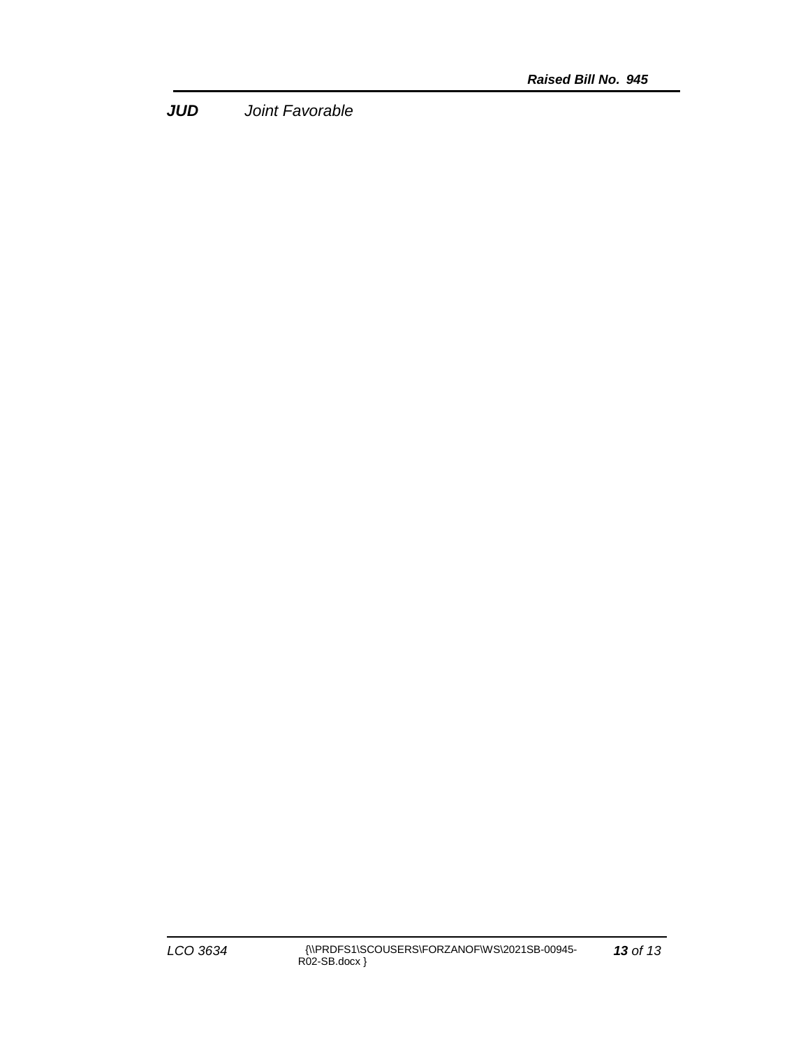***JUD*** *Joint Favorable*